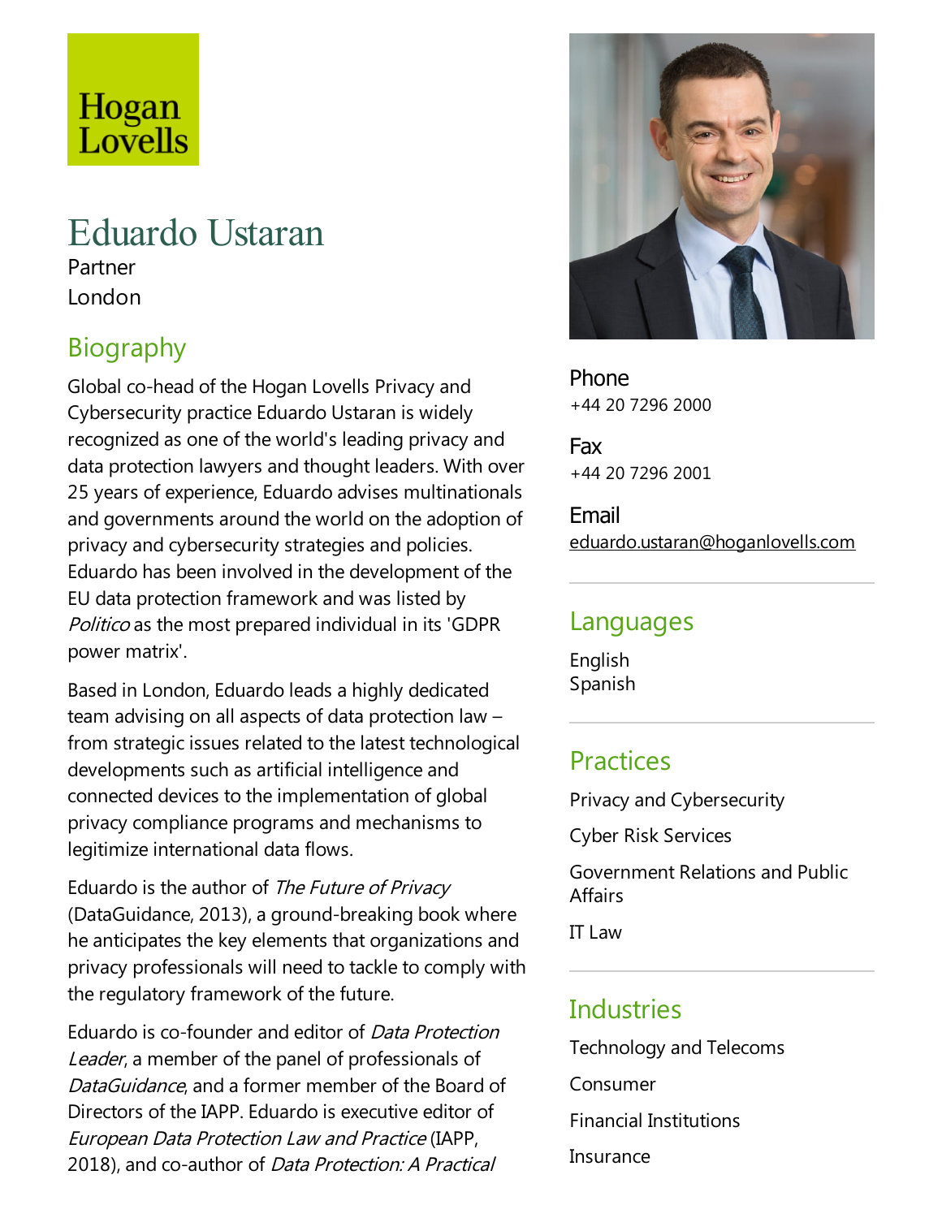Hogan Lovells

# Eduardo Ustaran

Partner

London

## Biography

Global co-head of the Hogan Lovells Privacy and Cybersecurity practice Eduardo Ustaran is widely recognized as one of the world's leading privacy and data protection lawyers and thought leaders. With over 25 years of experience, Eduardo advises multinationals and governments around the world on the adoption of privacy and cybersecurity strategies and policies. Eduardo has been involved in the development of the EU data protection framework and was listed by *Politico* as the most prepared individual in its 'GDPR power matrix'.

Based in London, Eduardo leads a highly dedicated team advising on all aspects of data protection law – from strategic issues related to the latest technological developments such as artificial intelligence and connected devices to the implementation of global privacy compliance programs and mechanisms to legitimize international data flows.

Eduardo is the author of *The Future of Privacy* (DataGuidance, 2013), a ground-breaking book where he anticipates the key elements that organizations and privacy professionals will need to tackle to comply with the regulatory framework of the future.

Eduardo is co-founder and editor of *Data Protection Leader*, a member of the panel of professionals of *DataGuidance*, and a former member of the Board of Directors of the IAPP. Eduardo is executive editor of *European Data Protection Law and Practice* (IAPP, 2018), and co-author of *Data Protection: A Practical*

**Phone**

+44 20 7296 2000

**Fax**

+44 20 7296 2001

**Email**

eduardo.ustaran@hoganlovells.com

## Languages

English

Spanish

## Practices

Privacy and Cybersecurity

Cyber Risk Services

Government Relations and Public Affairs

IT Law

## Industries

Technology and Telecoms

Consumer

Financial Institutions

Insurance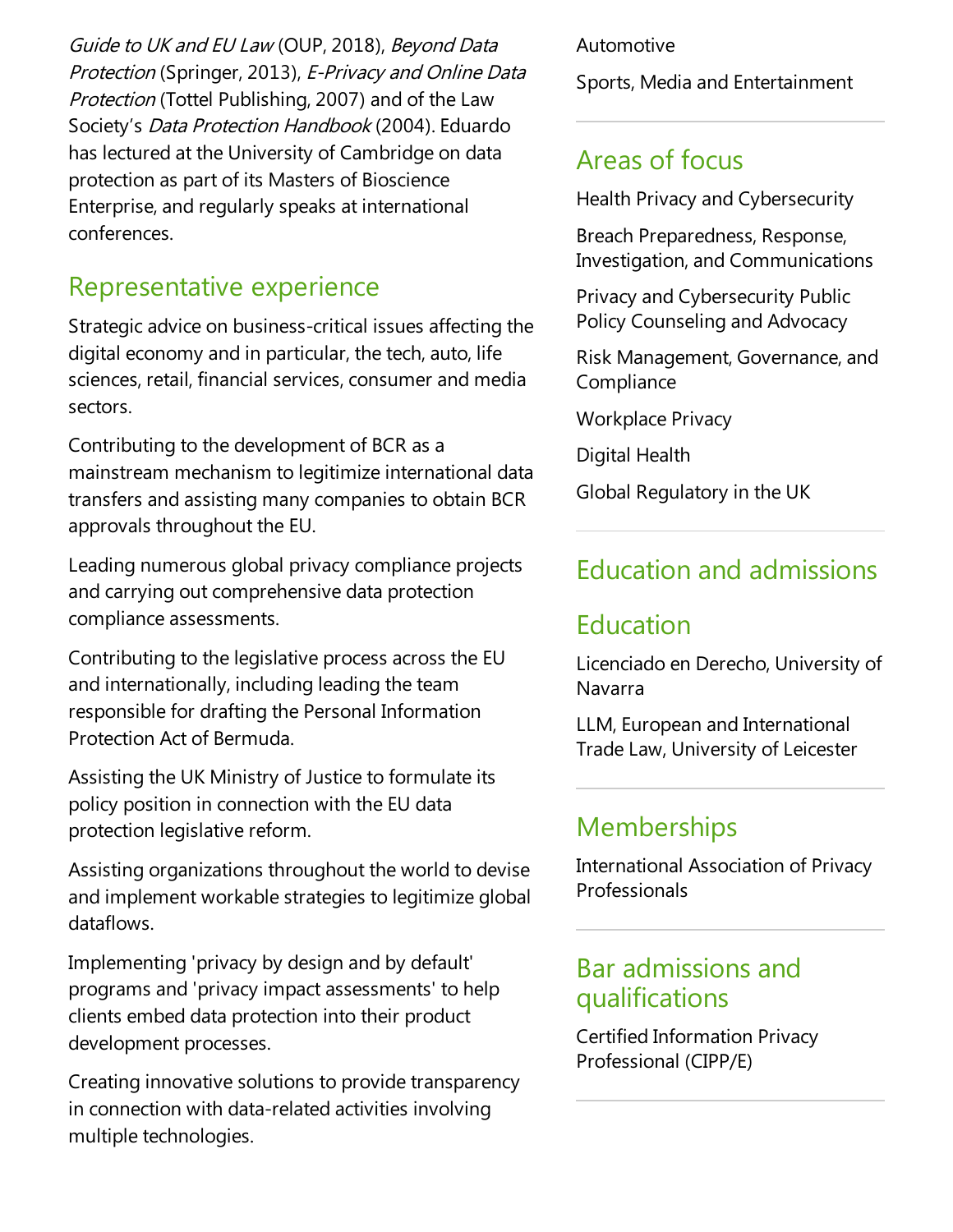*Guide to UK and EU Law* (OUP, 2018), *Beyond Data Protection* (Springer, 2013), *E-Privacy and Online Data Protection* (Tottel Publishing, 2007) and of the Law Society's *Data Protection Handbook* (2004). Eduardo has lectured at the University of Cambridge on data protection as part of its Masters of Bioscience Enterprise, and regularly speaks at international conferences.

## Representative experience

Strategic advice on business-critical issues affecting the digital economy and in particular, the tech, auto, life sciences, retail, financial services, consumer and media sectors.

Contributing to the development of BCR as a mainstream mechanism to legitimize international data transfers and assisting many companies to obtain BCR approvals throughout the EU.

Leading numerous global privacy compliance projects and carrying out comprehensive data protection compliance assessments.

Contributing to the legislative process across the EU and internationally, including leading the team responsible for drafting the Personal Information Protection Act of Bermuda.

Assisting the UK Ministry of Justice to formulate its policy position in connection with the EU data protection legislative reform.

Assisting organizations throughout the world to devise and implement workable strategies to legitimize global dataflows.

Implementing 'privacy by design and by default' programs and 'privacy impact assessments' to help clients embed data protection into their product development processes.

Creating innovative solutions to provide transparency in connection with data-related activities involving multiple technologies.

Automotive

Sports, Media and Entertainment

## Areas of focus

Health Privacy and Cybersecurity

Breach Preparedness, Response, Investigation, and Communications

Privacy and Cybersecurity Public Policy Counseling and Advocacy

Risk Management, Governance, and Compliance

Workplace Privacy

Digital Health

Global Regulatory in the UK

## Education and admissions

## Education

Licenciado en Derecho, University of Navarra

LLM, European and International Trade Law, University of Leicester

## Memberships

International Association of Privacy Professionals

## Bar admissions and qualifications

Certified Information Privacy Professional (CIPP/E)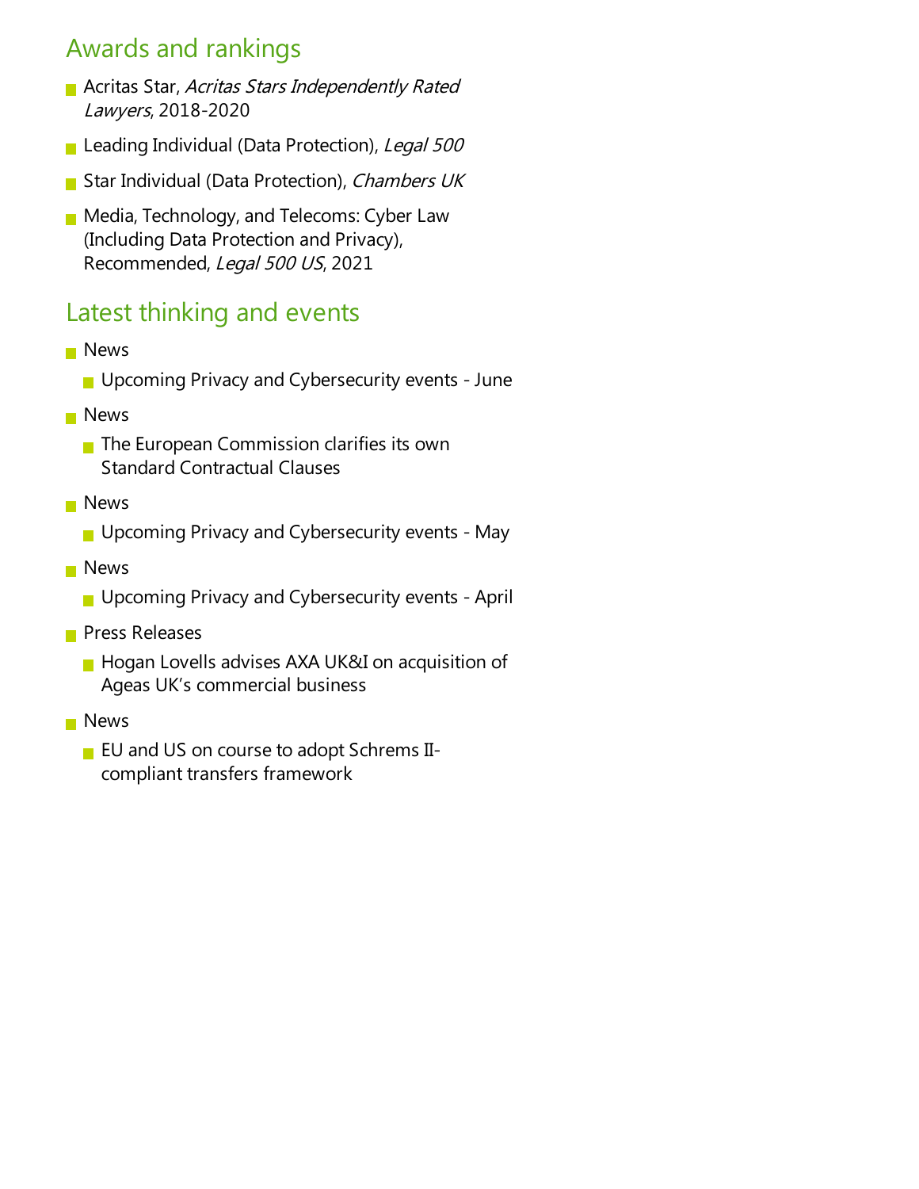## Awards and rankings

- Acritas Star, *Acritas Stars Independently Rated Lawyers*, 2018-2020
- Leading Individual (Data Protection), *Legal 500*
- Star Individual (Data Protection), *Chambers UK*
- Media, Technology, and Telecoms: Cyber Law (Including Data Protection and Privacy), Recommended, *Legal 500 US*, 2021

## Latest thinking and events

- News
  - Upcoming Privacy and Cybersecurity events - June
- News
  - The European Commission clarifies its own Standard Contractual Clauses
- News
  - Upcoming Privacy and Cybersecurity events - May
- News
  - Upcoming Privacy and Cybersecurity events - April
- Press Releases
  - Hogan Lovells advises AXA UK&I on acquisition of Ageas UK's commercial business
- News
  - EU and US on course to adopt Schrems II-compliant transfers framework